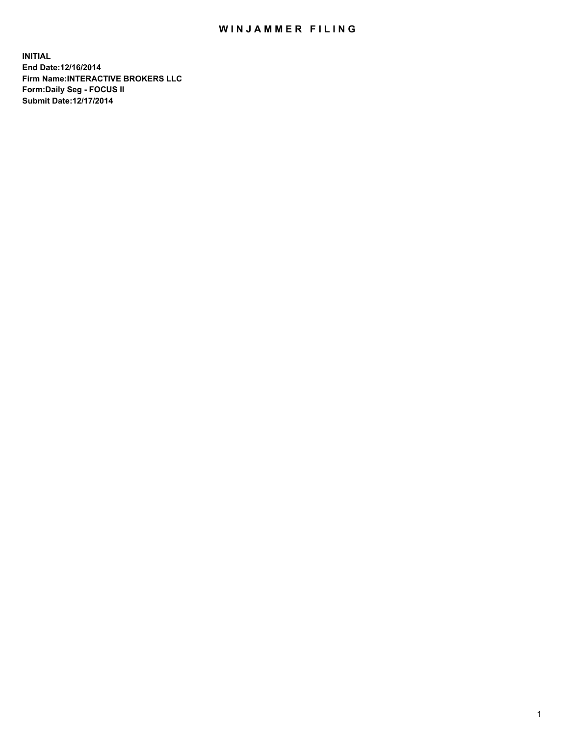# WINJAMMER FILING

**INITIAL**
**End Date:12/16/2014**
**Firm Name:INTERACTIVE BROKERS LLC**
**Form:Daily Seg - FOCUS II**
**Submit Date:12/17/2014**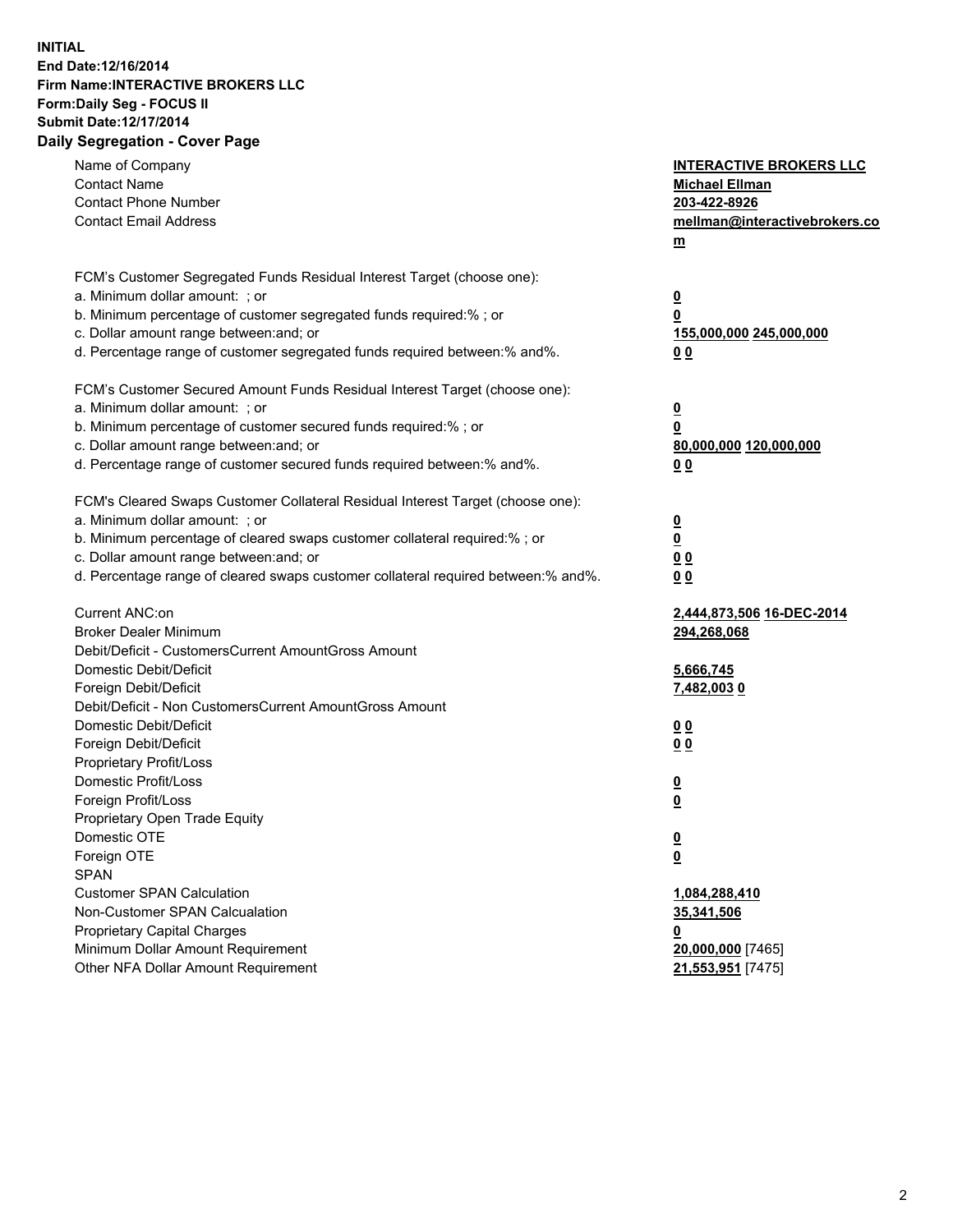**INITIAL**
**End Date:12/16/2014**
**Firm Name:INTERACTIVE BROKERS LLC**
**Form:Daily Seg - FOCUS II**
**Submit Date:12/17/2014**
**Daily Segregation - Cover Page**

| | |
|---|---|
| Name of Company | **INTERACTIVE BROKERS LLC** |
| Contact Name | **Michael Ellman** |
| Contact Phone Number | **203-422-8926** |
| Contact Email Address | **mellman@interactivebrokers.com** |
| | |
| FCM's Customer Segregated Funds Residual Interest Target (choose one): | |
| a. Minimum dollar amount: ; or | **0** |
| b. Minimum percentage of customer segregated funds required:% ; or | **0** |
| c. Dollar amount range between:and; or | **155,000,000 245,000,000** |
| d. Percentage range of customer segregated funds required between:% and%. | **0 0** |
| | |
| FCM's Customer Secured Amount Funds Residual Interest Target (choose one): | |
| a. Minimum dollar amount: ; or | **0** |
| b. Minimum percentage of customer secured funds required:% ; or | **0** |
| c. Dollar amount range between:and; or | **80,000,000 120,000,000** |
| d. Percentage range of customer secured funds required between:% and%. | **0 0** |
| | |
| FCM's Cleared Swaps Customer Collateral Residual Interest Target (choose one): | |
| a. Minimum dollar amount: ; or | **0** |
| b. Minimum percentage of cleared swaps customer collateral required:% ; or | **0** |
| c. Dollar amount range between:and; or | **0 0** |
| d. Percentage range of cleared swaps customer collateral required between:% and%. | **0 0** |
| | |
| Current ANC:on | **2,444,873,506 16-DEC-2014** |
| Broker Dealer Minimum | **294,268,068** |
| Debit/Deficit - CustomersCurrent AmountGross Amount | |
| Domestic Debit/Deficit | **5,666,745** |
| Foreign Debit/Deficit | **7,482,003 0** |
| Debit/Deficit - Non CustomersCurrent AmountGross Amount | |
| Domestic Debit/Deficit | **0 0** |
| Foreign Debit/Deficit | **0 0** |
| Proprietary Profit/Loss | |
| Domestic Profit/Loss | **0** |
| Foreign Profit/Loss | **0** |
| Proprietary Open Trade Equity | |
| Domestic OTE | **0** |
| Foreign OTE | **0** |
| SPAN | |
| Customer SPAN Calculation | **1,084,288,410** |
| Non-Customer SPAN Calcualation | **35,341,506** |
| Proprietary Capital Charges | **0** |
| Minimum Dollar Amount Requirement | **20,000,000** [7465] |
| Other NFA Dollar Amount Requirement | **21,553,951** [7475] |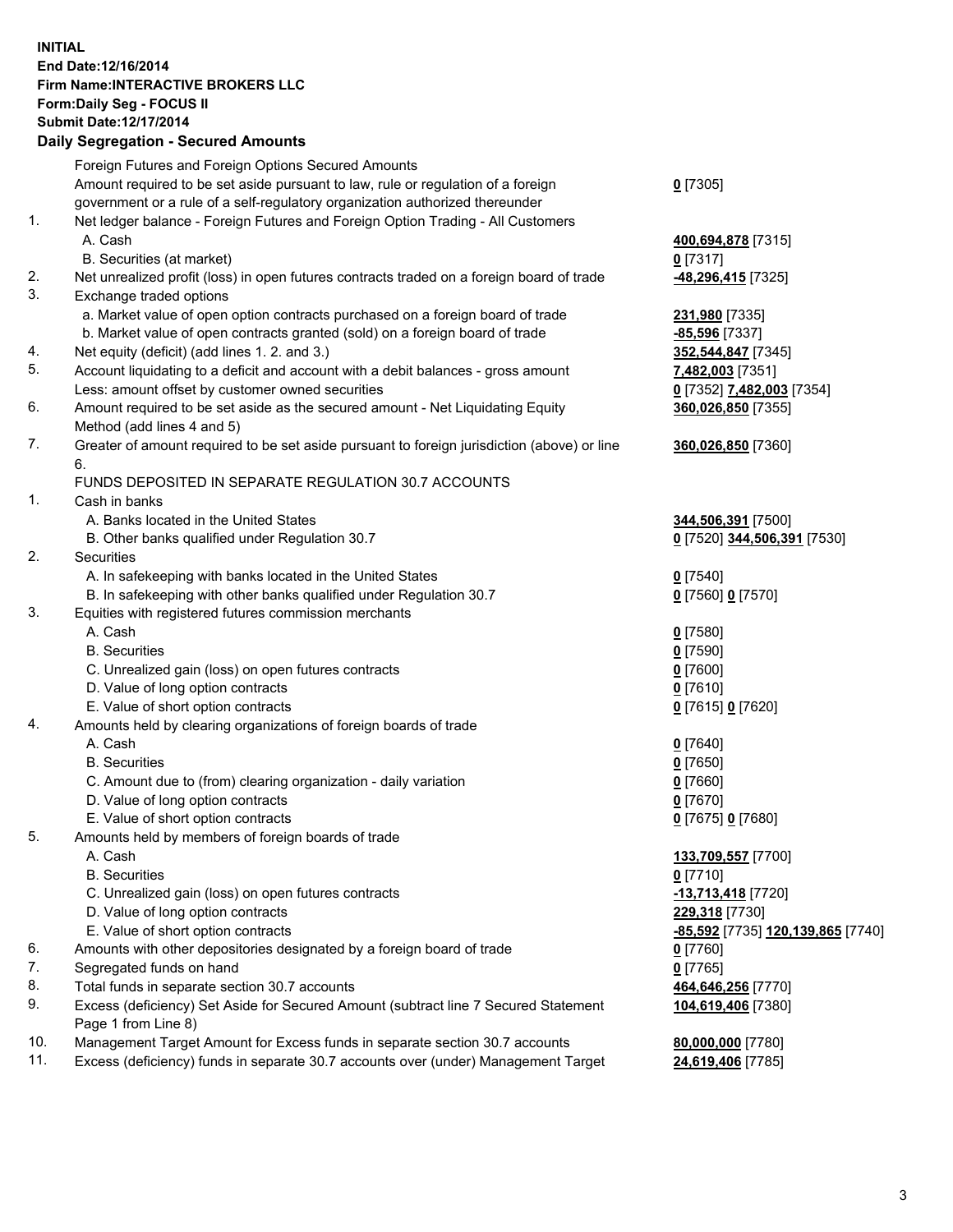**INITIAL**
**End Date:12/16/2014**
**Firm Name:INTERACTIVE BROKERS LLC**
**Form:Daily Seg - FOCUS II**
**Submit Date:12/17/2014**

## Daily Segregation - Secured Amounts

| | | |
|---|---|---|
| | Foreign Futures and Foreign Options Secured Amounts | |
| | Amount required to be set aside pursuant to law, rule or regulation of a foreign government or a rule of a self-regulatory organization authorized thereunder | **0** [7305] |
| 1. | Net ledger balance - Foreign Futures and Foreign Option Trading - All Customers | |
| | A. Cash | **400,694,878** [7315] |
| | B. Securities (at market) | **0** [7317] |
| 2. | Net unrealized profit (loss) in open futures contracts traded on a foreign board of trade | **-48,296,415** [7325] |
| 3. | Exchange traded options | |
| | a. Market value of open option contracts purchased on a foreign board of trade | **231,980** [7335] |
| | b. Market value of open contracts granted (sold) on a foreign board of trade | **-85,596** [7337] |
| 4. | Net equity (deficit) (add lines 1. 2. and 3.) | **352,544,847** [7345] |
| 5. | Account liquidating to a deficit and account with a debit balances - gross amount | **7,482,003** [7351] |
| | Less: amount offset by customer owned securities | **0** [7352] **7,482,003** [7354] |
| 6. | Amount required to be set aside as the secured amount - Net Liquidating Equity Method (add lines 4 and 5) | **360,026,850** [7355] |
| 7. | Greater of amount required to be set aside pursuant to foreign jurisdiction (above) or line 6. | **360,026,850** [7360] |
| | FUNDS DEPOSITED IN SEPARATE REGULATION 30.7 ACCOUNTS | |
| 1. | Cash in banks | |
| | A. Banks located in the United States | **344,506,391** [7500] |
| | B. Other banks qualified under Regulation 30.7 | **0** [7520] **344,506,391** [7530] |
| 2. | Securities | |
| | A. In safekeeping with banks located in the United States | **0** [7540] |
| | B. In safekeeping with other banks qualified under Regulation 30.7 | **0** [7560] **0** [7570] |
| 3. | Equities with registered futures commission merchants | |
| | A. Cash | **0** [7580] |
| | B. Securities | **0** [7590] |
| | C. Unrealized gain (loss) on open futures contracts | **0** [7600] |
| | D. Value of long option contracts | **0** [7610] |
| | E. Value of short option contracts | **0** [7615] **0** [7620] |
| 4. | Amounts held by clearing organizations of foreign boards of trade | |
| | A. Cash | **0** [7640] |
| | B. Securities | **0** [7650] |
| | C. Amount due to (from) clearing organization - daily variation | **0** [7660] |
| | D. Value of long option contracts | **0** [7670] |
| | E. Value of short option contracts | **0** [7675] **0** [7680] |
| 5. | Amounts held by members of foreign boards of trade | |
| | A. Cash | **133,709,557** [7700] |
| | B. Securities | **0** [7710] |
| | C. Unrealized gain (loss) on open futures contracts | **-13,713,418** [7720] |
| | D. Value of long option contracts | **229,318** [7730] |
| | E. Value of short option contracts | **-85,592** [7735] **120,139,865** [7740] |
| 6. | Amounts with other depositories designated by a foreign board of trade | **0** [7760] |
| 7. | Segregated funds on hand | **0** [7765] |
| 8. | Total funds in separate section 30.7 accounts | **464,646,256** [7770] |
| 9. | Excess (deficiency) Set Aside for Secured Amount (subtract line 7 Secured Statement Page 1 from Line 8) | **104,619,406** [7380] |
| 10. | Management Target Amount for Excess funds in separate section 30.7 accounts | **80,000,000** [7780] |
| 11. | Excess (deficiency) funds in separate 30.7 accounts over (under) Management Target | **24,619,406** [7785] |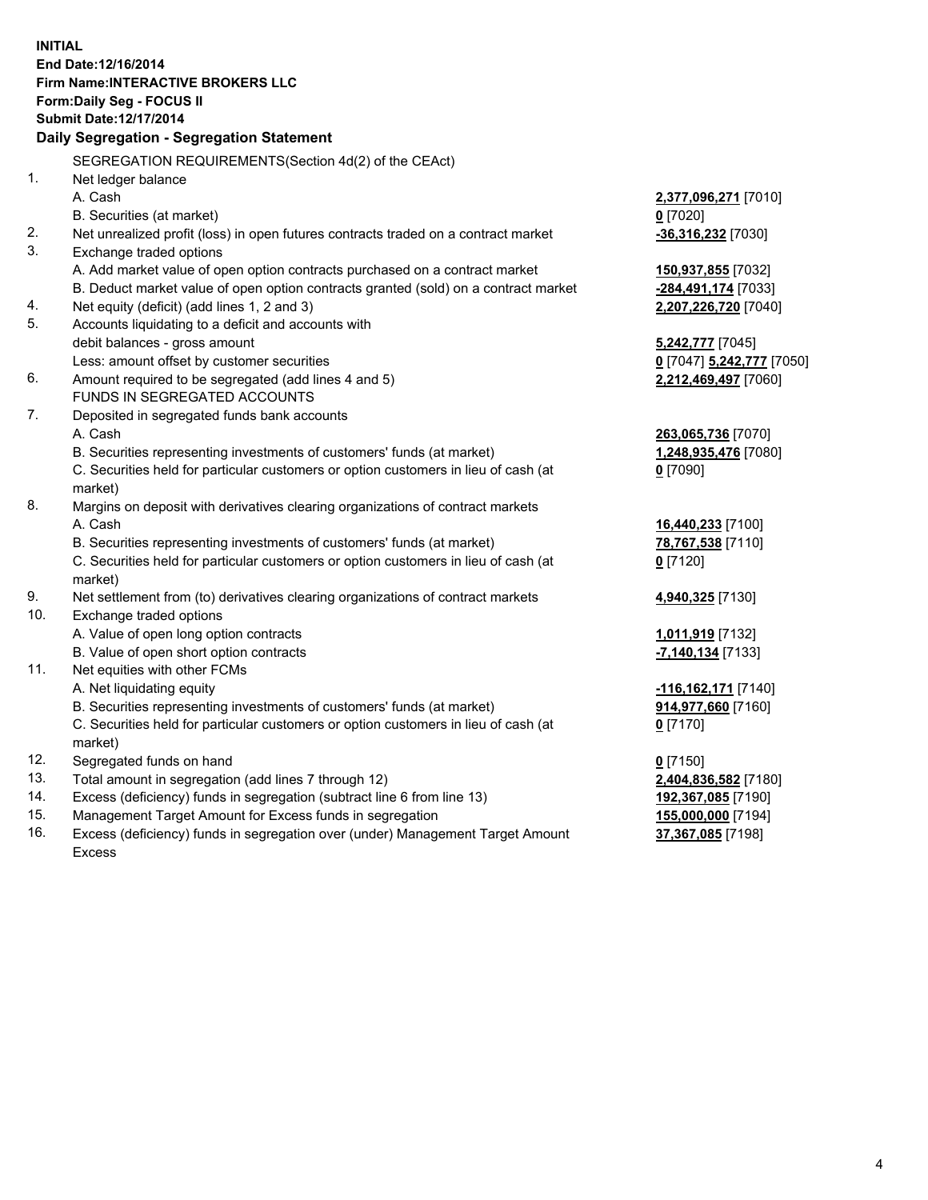**INITIAL**
**End Date:12/16/2014**
**Firm Name:INTERACTIVE BROKERS LLC**
**Form:Daily Seg - FOCUS II**
**Submit Date:12/17/2014**

## Daily Segregation - Segregation Statement

SEGREGATION REQUIREMENTS(Section 4d(2) of the CEAct)

| | | |
|---|---|---|
| 1. | Net ledger balance | |
| | A. Cash | **2,377,096,271** [7010] |
| | B. Securities (at market) | **0** [7020] |
| 2. | Net unrealized profit (loss) in open futures contracts traded on a contract market | **-36,316,232** [7030] |
| 3. | Exchange traded options | |
| | A. Add market value of open option contracts purchased on a contract market | **150,937,855** [7032] |
| | B. Deduct market value of open option contracts granted (sold) on a contract market | **-284,491,174** [7033] |
| 4. | Net equity (deficit) (add lines 1, 2 and 3) | **2,207,226,720** [7040] |
| 5. | Accounts liquidating to a deficit and accounts with debit balances - gross amount | **5,242,777** [7045] |
| | Less: amount offset by customer securities | **0** [7047] **5,242,777** [7050] |
| 6. | Amount required to be segregated (add lines 4 and 5) | **2,212,469,497** [7060] |
| | FUNDS IN SEGREGATED ACCOUNTS | |
| 7. | Deposited in segregated funds bank accounts | |
| | A. Cash | **263,065,736** [7070] |
| | B. Securities representing investments of customers' funds (at market) | **1,248,935,476** [7080] |
| | C. Securities held for particular customers or option customers in lieu of cash (at market) | **0** [7090] |
| 8. | Margins on deposit with derivatives clearing organizations of contract markets | |
| | A. Cash | **16,440,233** [7100] |
| | B. Securities representing investments of customers' funds (at market) | **78,767,538** [7110] |
| | C. Securities held for particular customers or option customers in lieu of cash (at market) | **0** [7120] |
| 9. | Net settlement from (to) derivatives clearing organizations of contract markets | **4,940,325** [7130] |
| 10. | Exchange traded options | |
| | A. Value of open long option contracts | **1,011,919** [7132] |
| | B. Value of open short option contracts | **-7,140,134** [7133] |
| 11. | Net equities with other FCMs | |
| | A. Net liquidating equity | **-116,162,171** [7140] |
| | B. Securities representing investments of customers' funds (at market) | **914,977,660** [7160] |
| | C. Securities held for particular customers or option customers in lieu of cash (at market) | **0** [7170] |
| 12. | Segregated funds on hand | **0** [7150] |
| 13. | Total amount in segregation (add lines 7 through 12) | **2,404,836,582** [7180] |
| 14. | Excess (deficiency) funds in segregation (subtract line 6 from line 13) | **192,367,085** [7190] |
| 15. | Management Target Amount for Excess funds in segregation | **155,000,000** [7194] |
| 16. | Excess (deficiency) funds in segregation over (under) Management Target Amount Excess | **37,367,085** [7198] |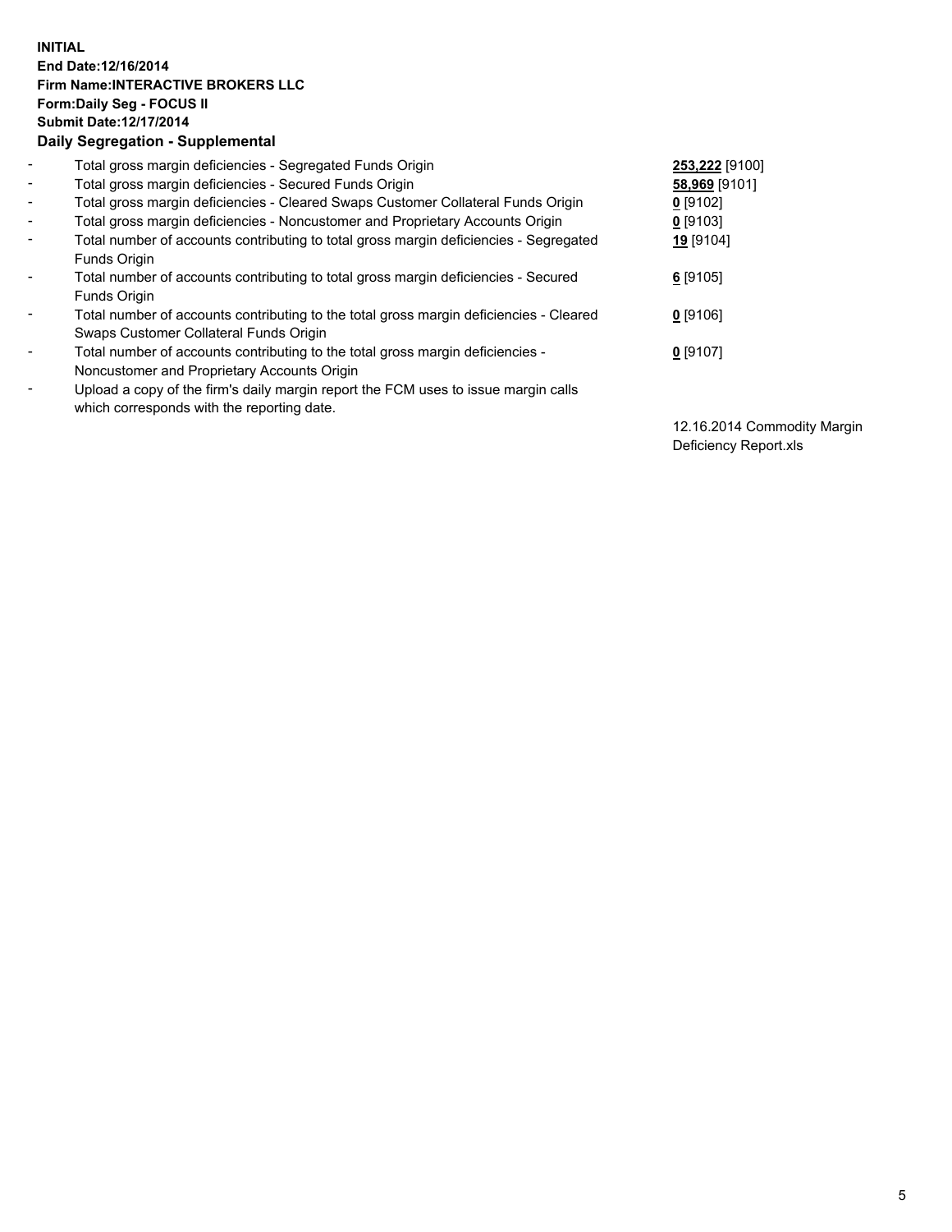**INITIAL**
**End Date:12/16/2014**
**Firm Name:INTERACTIVE BROKERS LLC**
**Form:Daily Seg - FOCUS II**
**Submit Date:12/17/2014**
**Daily Segregation - Supplemental**

- Total gross margin deficiencies - Segregated Funds Origin **253,222** [9100]
- Total gross margin deficiencies - Secured Funds Origin **58,969** [9101]
- Total gross margin deficiencies - Cleared Swaps Customer Collateral Funds Origin **0** [9102]
- Total gross margin deficiencies - Noncustomer and Proprietary Accounts Origin **0** [9103]
- Total number of accounts contributing to total gross margin deficiencies - Segregated Funds Origin **19** [9104]
- Total number of accounts contributing to total gross margin deficiencies - Secured Funds Origin **6** [9105]
- Total number of accounts contributing to the total gross margin deficiencies - Cleared Swaps Customer Collateral Funds Origin **0** [9106]
- Total number of accounts contributing to the total gross margin deficiencies - Noncustomer and Proprietary Accounts Origin **0** [9107]
- Upload a copy of the firm's daily margin report the FCM uses to issue margin calls which corresponds with the reporting date.

12.16.2014 Commodity Margin Deficiency Report.xls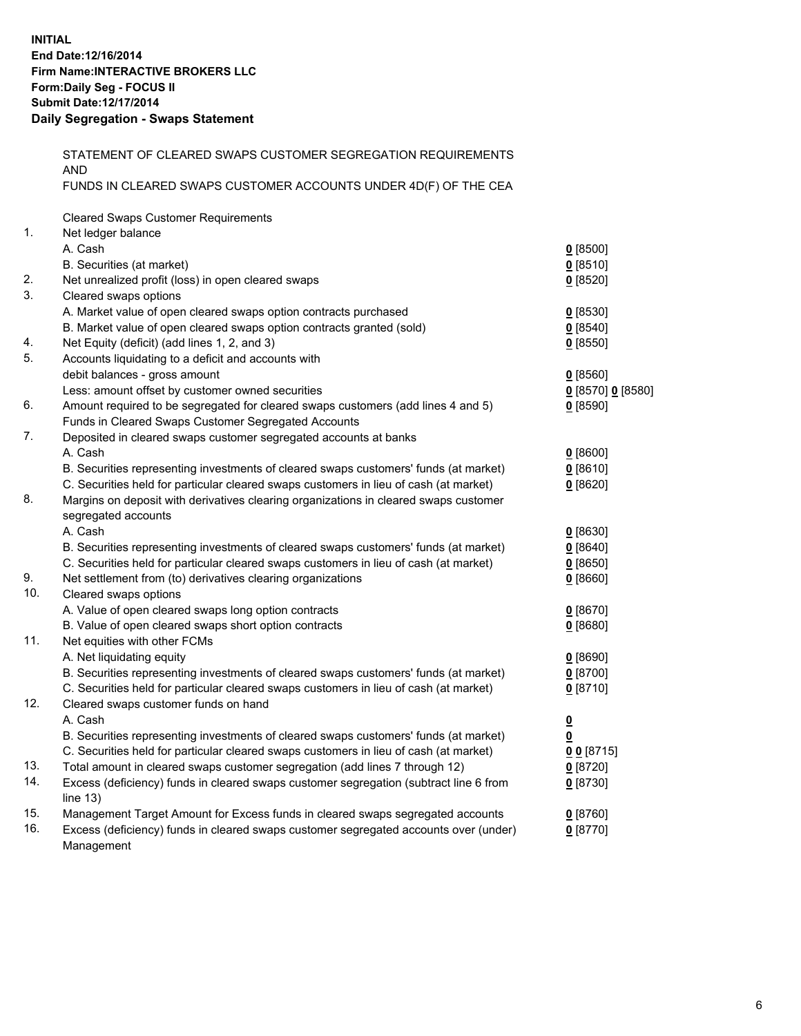**INITIAL**
**End Date:12/16/2014**
**Firm Name:INTERACTIVE BROKERS LLC**
**Form:Daily Seg - FOCUS II**
**Submit Date:12/17/2014**
**Daily Segregation - Swaps Statement**

STATEMENT OF CLEARED SWAPS CUSTOMER SEGREGATION REQUIREMENTS AND FUNDS IN CLEARED SWAPS CUSTOMER ACCOUNTS UNDER 4D(F) OF THE CEA

| | | |
|---|---|---|
| | Cleared Swaps Customer Requirements | |
| 1. | Net ledger balance | |
| | A. Cash | 0 [8500] |
| | B. Securities (at market) | 0 [8510] |
| 2. | Net unrealized profit (loss) in open cleared swaps | 0 [8520] |
| 3. | Cleared swaps options | |
| | A. Market value of open cleared swaps option contracts purchased | 0 [8530] |
| | B. Market value of open cleared swaps option contracts granted (sold) | 0 [8540] |
| 4. | Net Equity (deficit) (add lines 1, 2, and 3) | 0 [8550] |
| 5. | Accounts liquidating to a deficit and accounts with debit balances - gross amount | 0 [8560] |
| | Less: amount offset by customer owned securities | 0 [8570] 0 [8580] |
| 6. | Amount required to be segregated for cleared swaps customers (add lines 4 and 5) | 0 [8590] |
| | Funds in Cleared Swaps Customer Segregated Accounts | |
| 7. | Deposited in cleared swaps customer segregated accounts at banks | |
| | A. Cash | 0 [8600] |
| | B. Securities representing investments of cleared swaps customers' funds (at market) | 0 [8610] |
| | C. Securities held for particular cleared swaps customers in lieu of cash (at market) | 0 [8620] |
| 8. | Margins on deposit with derivatives clearing organizations in cleared swaps customer segregated accounts | |
| | A. Cash | 0 [8630] |
| | B. Securities representing investments of cleared swaps customers' funds (at market) | 0 [8640] |
| | C. Securities held for particular cleared swaps customers in lieu of cash (at market) | 0 [8650] |
| 9. | Net settlement from (to) derivatives clearing organizations | 0 [8660] |
| 10. | Cleared swaps options | |
| | A. Value of open cleared swaps long option contracts | 0 [8670] |
| | B. Value of open cleared swaps short option contracts | 0 [8680] |
| 11. | Net equities with other FCMs | |
| | A. Net liquidating equity | 0 [8690] |
| | B. Securities representing investments of cleared swaps customers' funds (at market) | 0 [8700] |
| | C. Securities held for particular cleared swaps customers in lieu of cash (at market) | 0 [8710] |
| 12. | Cleared swaps customer funds on hand | |
| | A. Cash | 0 |
| | B. Securities representing investments of cleared swaps customers' funds (at market) | 0 |
| | C. Securities held for particular cleared swaps customers in lieu of cash (at market) | 0 0 [8715] |
| 13. | Total amount in cleared swaps customer segregation (add lines 7 through 12) | 0 [8720] |
| 14. | Excess (deficiency) funds in cleared swaps customer segregation (subtract line 6 from line 13) | 0 [8730] |
| 15. | Management Target Amount for Excess funds in cleared swaps segregated accounts | 0 [8760] |
| 16. | Excess (deficiency) funds in cleared swaps customer segregated accounts over (under) Management | 0 [8770] |